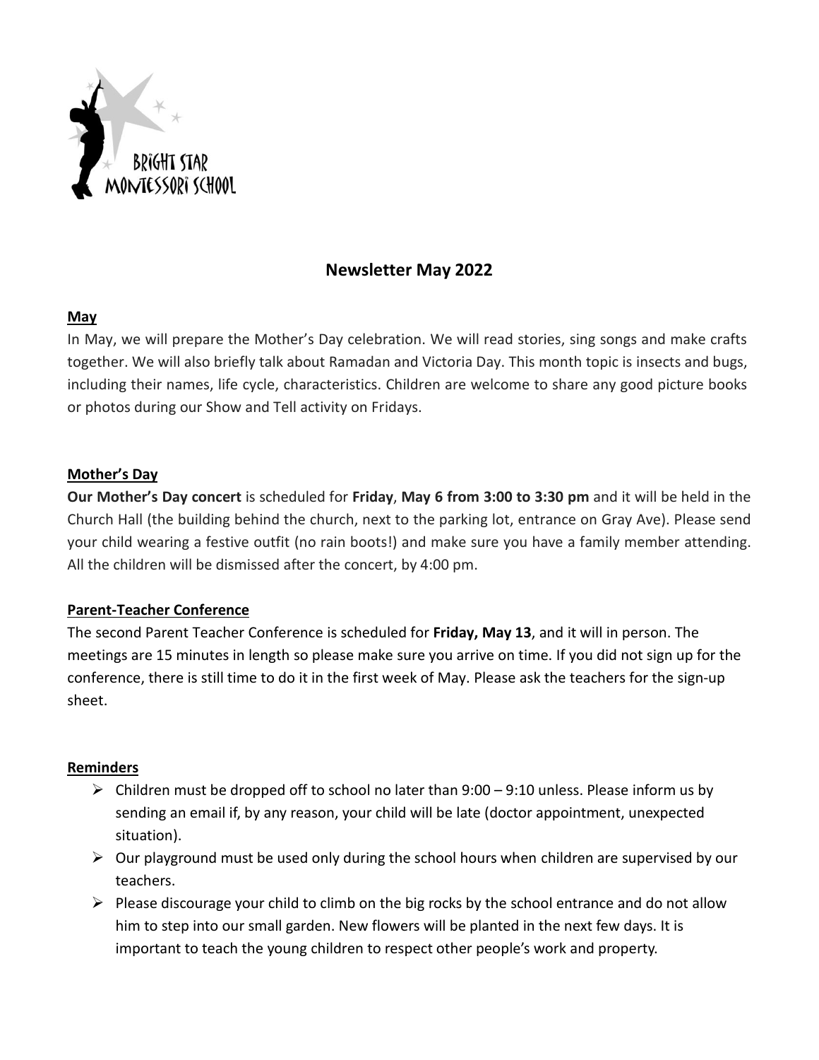BRIGHT STAR MONTESSORI SCHOOL

# Newsletter May 2022

## May

In May, we will prepare the Mother's Day celebration. We will read stories, sing songs and make crafts together. We will also briefly talk about Ramadan and Victoria Day. This month topic is insects and bugs, including their names, life cycle, characteristics. Children are welcome to share any good picture books or photos during our Show and Tell activity on Fridays.

## Mother's Day

**Our Mother's Day concert** is scheduled for **Friday**, **May 6 from 3:00 to 3:30 pm** and it will be held in the Church Hall (the building behind the church, next to the parking lot, entrance on Gray Ave). Please send your child wearing a festive outfit (no rain boots!) and make sure you have a family member attending. All the children will be dismissed after the concert, by 4:00 pm.

## Parent-Teacher Conference

The second Parent Teacher Conference is scheduled for **Friday, May 13**, and it will in person. The meetings are 15 minutes in length so please make sure you arrive on time. If you did not sign up for the conference, there is still time to do it in the first week of May. Please ask the teachers for the sign-up sheet.

## Reminders

- Children must be dropped off to school no later than 9:00 – 9:10 unless. Please inform us by sending an email if, by any reason, your child will be late (doctor appointment, unexpected situation).
- Our playground must be used only during the school hours when children are supervised by our teachers.
- Please discourage your child to climb on the big rocks by the school entrance and do not allow him to step into our small garden. New flowers will be planted in the next few days. It is important to teach the young children to respect other people's work and property.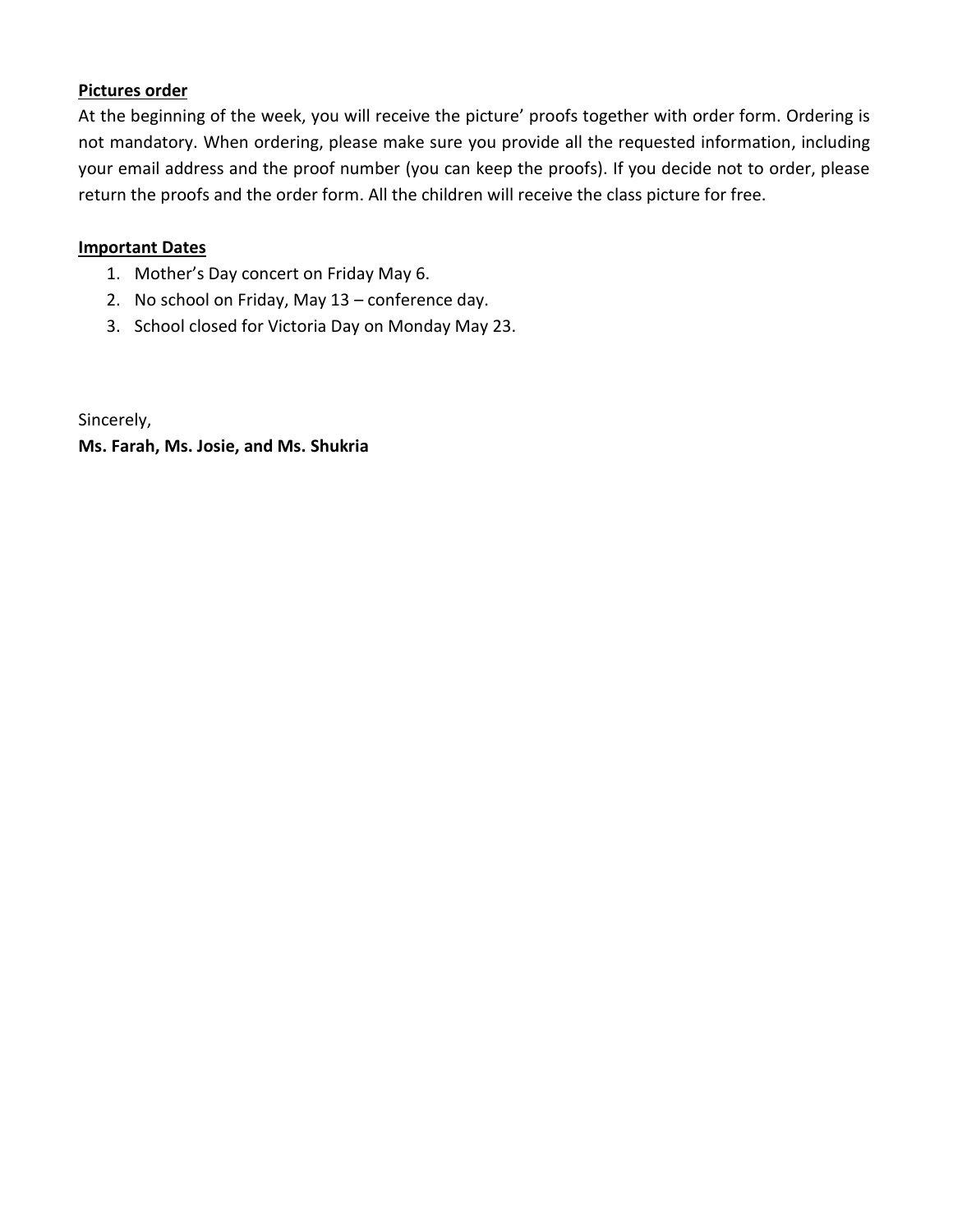**Pictures order**

At the beginning of the week, you will receive the picture' proofs together with order form. Ordering is not mandatory. When ordering, please make sure you provide all the requested information, including your email address and the proof number (you can keep the proofs). If you decide not to order, please return the proofs and the order form. All the children will receive the class picture for free.

**Important Dates**

1. Mother's Day concert on Friday May 6.
2. No school on Friday, May 13 – conference day.
3. School closed for Victoria Day on Monday May 23.

Sincerely,

**Ms. Farah, Ms. Josie, and Ms. Shukria**